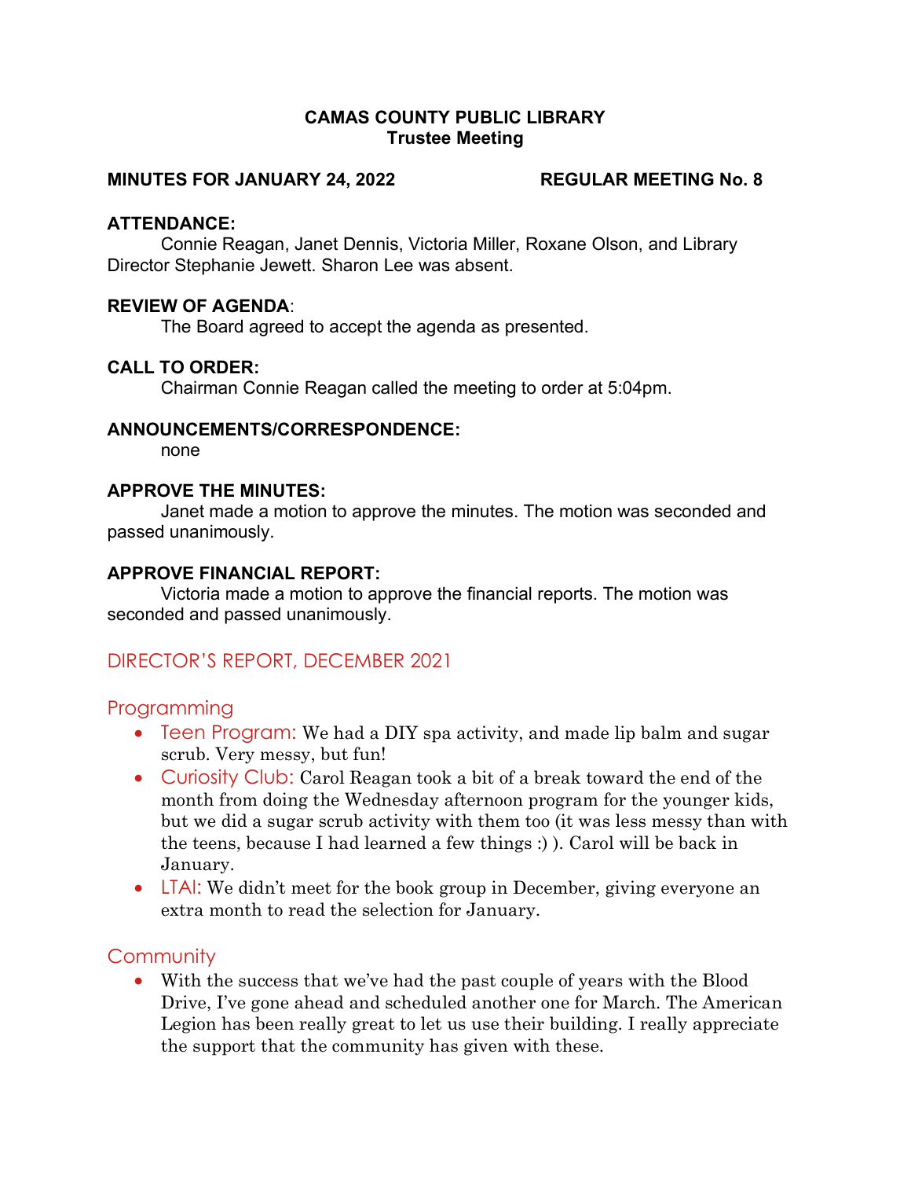# CAMAS COUNTY PUBLIC LIBRARY
## Trustee Meeting

**MINUTES FOR JANUARY 24, 2022 — REGULAR MEETING No. 8**

**ATTENDANCE:**

Connie Reagan, Janet Dennis, Victoria Miller, Roxane Olson, and Library Director Stephanie Jewett. Sharon Lee was absent.

**REVIEW OF AGENDA**:

The Board agreed to accept the agenda as presented.

**CALL TO ORDER:**

Chairman Connie Reagan called the meeting to order at 5:04pm.

**ANNOUNCEMENTS/CORRESPONDENCE:**

none

**APPROVE THE MINUTES:**

Janet made a motion to approve the minutes. The motion was seconded and passed unanimously.

**APPROVE FINANCIAL REPORT:**

Victoria made a motion to approve the financial reports. The motion was seconded and passed unanimously.

## DIRECTOR'S REPORT, DECEMBER 2021

### Programming

- Teen Program: We had a DIY spa activity, and made lip balm and sugar scrub. Very messy, but fun!
- Curiosity Club: Carol Reagan took a bit of a break toward the end of the month from doing the Wednesday afternoon program for the younger kids, but we did a sugar scrub activity with them too (it was less messy than with the teens, because I had learned a few things :) ). Carol will be back in January.
- LTAI: We didn't meet for the book group in December, giving everyone an extra month to read the selection for January.

### Community

- With the success that we've had the past couple of years with the Blood Drive, I've gone ahead and scheduled another one for March. The American Legion has been really great to let us use their building. I really appreciate the support that the community has given with these.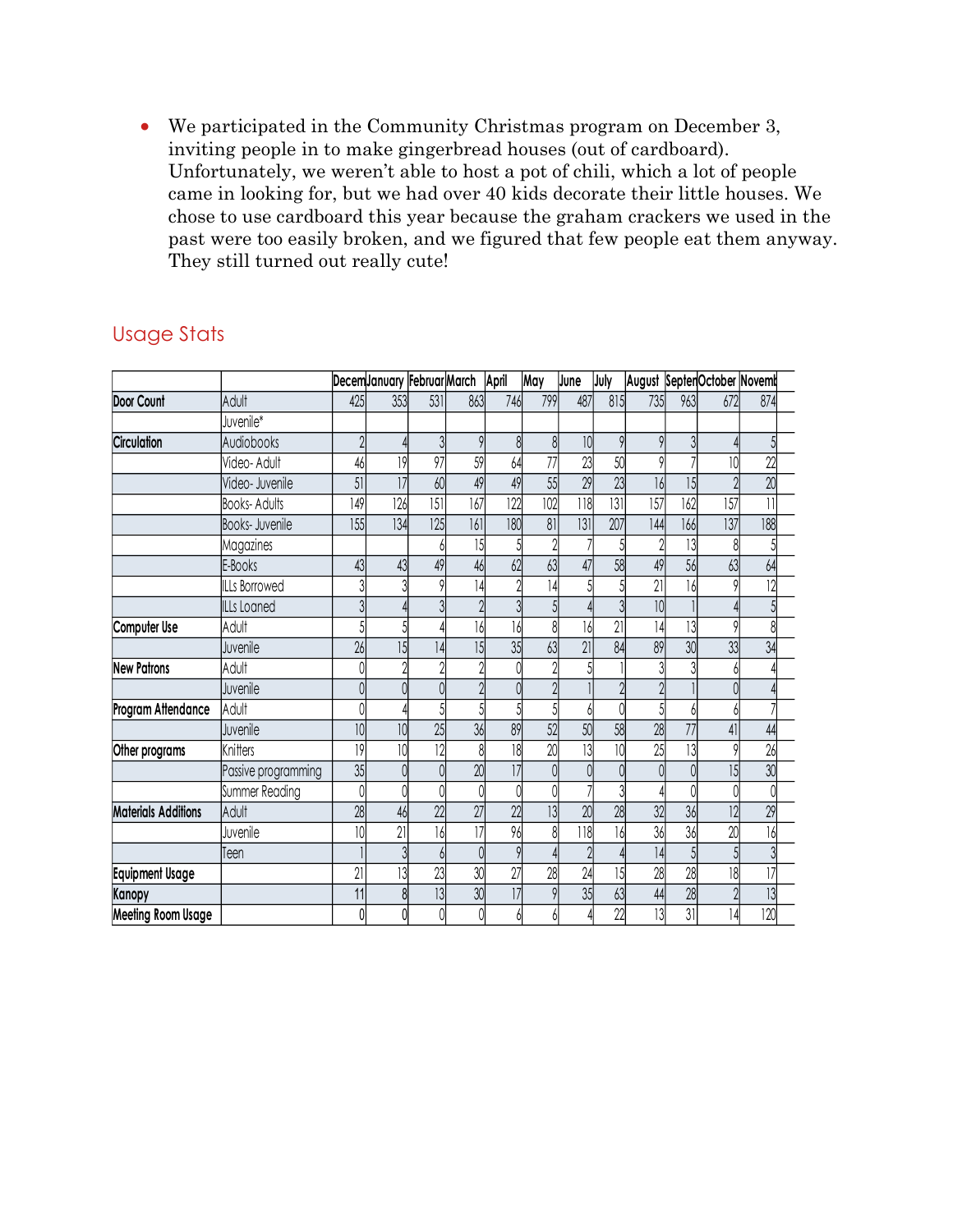- We participated in the Community Christmas program on December 3, inviting people in to make gingerbread houses (out of cardboard). Unfortunately, we weren't able to host a pot of chili, which a lot of people came in looking for, but we had over 40 kids decorate their little houses. We chose to use cardboard this year because the graham crackers we used in the past were too easily broken, and we figured that few people eat them anyway. They still turned out really cute!

## Usage Stats

| | | Decem | January | Februar | March | April | May | June | July | August | Septem | October | Novemb |
|---|---|---|---|---|---|---|---|---|---|---|---|---|---|
| **Door Count** | Adult | 425 | 353 | 531 | 863 | 746 | 799 | 487 | 815 | 735 | 963 | 672 | 874 |
| | Juvenile* | | | | | | | | | | | | |
| **Circulation** | Audiobooks | 2 | 4 | 3 | 9 | 8 | 8 | 10 | 9 | 9 | 3 | 4 | 5 |
| | Video- Adult | 46 | 19 | 97 | 59 | 64 | 77 | 23 | 50 | 9 | 7 | 10 | 22 |
| | Video- Juvenile | 51 | 17 | 60 | 49 | 49 | 55 | 29 | 23 | 16 | 15 | 2 | 20 |
| | Books- Adults | 149 | 126 | 151 | 167 | 122 | 102 | 118 | 131 | 157 | 162 | 157 | 11 |
| | Books- Juvenile | 155 | 134 | 125 | 161 | 180 | 81 | 131 | 207 | 144 | 166 | 137 | 188 |
| | Magazines | | | 6 | 15 | 5 | 2 | 7 | 5 | 2 | 13 | 8 | 5 |
| | E-Books | 43 | 43 | 49 | 46 | 62 | 63 | 47 | 58 | 49 | 56 | 63 | 64 |
| | ILLs Borrowed | 3 | 3 | 9 | 14 | 2 | 14 | 5 | 5 | 21 | 16 | 9 | 12 |
| | ILLs Loaned | 3 | 4 | 3 | 2 | 3 | 5 | 4 | 3 | 10 | 1 | 4 | 5 |
| **Computer Use** | Adult | 5 | 5 | 4 | 16 | 16 | 8 | 16 | 21 | 14 | 13 | 9 | 8 |
| | Juvenile | 26 | 15 | 14 | 15 | 35 | 63 | 21 | 84 | 89 | 30 | 33 | 34 |
| **New Patrons** | Adult | 0 | 2 | 2 | 2 | 0 | 2 | 5 | 1 | 3 | 3 | 6 | 4 |
| | Juvenile | 0 | 0 | 0 | 2 | 0 | 2 | 1 | 2 | 2 | 1 | 0 | 4 |
| **Program Attendance** | Adult | 0 | 4 | 5 | 5 | 5 | 5 | 6 | 0 | 5 | 6 | 6 | 7 |
| | Juvenile | 10 | 10 | 25 | 36 | 89 | 52 | 50 | 58 | 28 | 77 | 41 | 44 |
| **Other programs** | Knitters | 19 | 10 | 12 | 8 | 18 | 20 | 13 | 10 | 25 | 13 | 9 | 26 |
| | Passive programming | 35 | 0 | 0 | 20 | 17 | 0 | 0 | 0 | 0 | 0 | 15 | 30 |
| | Summer Reading | 0 | 0 | 0 | 0 | 0 | 0 | 7 | 3 | 4 | 0 | 0 | 0 |
| **Materials Additions** | Adult | 28 | 46 | 22 | 27 | 22 | 13 | 20 | 28 | 32 | 36 | 12 | 29 |
| | Juvenile | 10 | 21 | 16 | 17 | 96 | 8 | 118 | 16 | 36 | 36 | 20 | 16 |
| | Teen | 1 | 3 | 6 | 0 | 9 | 4 | 2 | 4 | 14 | 5 | 5 | 3 |
| **Equipment Usage** | | 21 | 13 | 23 | 30 | 27 | 28 | 24 | 15 | 28 | 28 | 18 | 17 |
| **Kanopy** | | 11 | 8 | 13 | 30 | 17 | 9 | 35 | 63 | 44 | 28 | 2 | 13 |
| **Meeting Room Usage** | | 0 | 0 | 0 | 0 | 6 | 6 | 4 | 22 | 13 | 31 | 14 | 120 |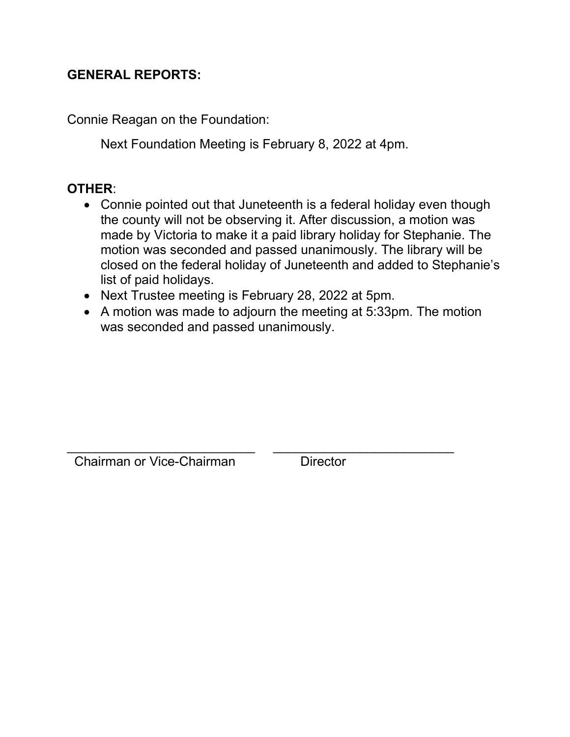**GENERAL REPORTS:**

Connie Reagan on the Foundation:

Next Foundation Meeting is February 8, 2022 at 4pm.

**OTHER**:

- Connie pointed out that Juneteenth is a federal holiday even though the county will not be observing it. After discussion, a motion was made by Victoria to make it a paid library holiday for Stephanie. The motion was seconded and passed unanimously. The library will be closed on the federal holiday of Juneteenth and added to Stephanie's list of paid holidays.
- Next Trustee meeting is February 28, 2022 at 5pm.
- A motion was made to adjourn the meeting at 5:33pm. The motion was seconded and passed unanimously.

\_\_\_\_\_\_\_\_\_\_\_\_\_\_\_\_\_\_\_\_\_\_\_\_\_\_\_ \_\_\_\_\_\_\_\_\_\_\_\_\_\_\_\_\_\_\_\_\_\_\_\_\_\_

Chairman or Vice-Chairman Director